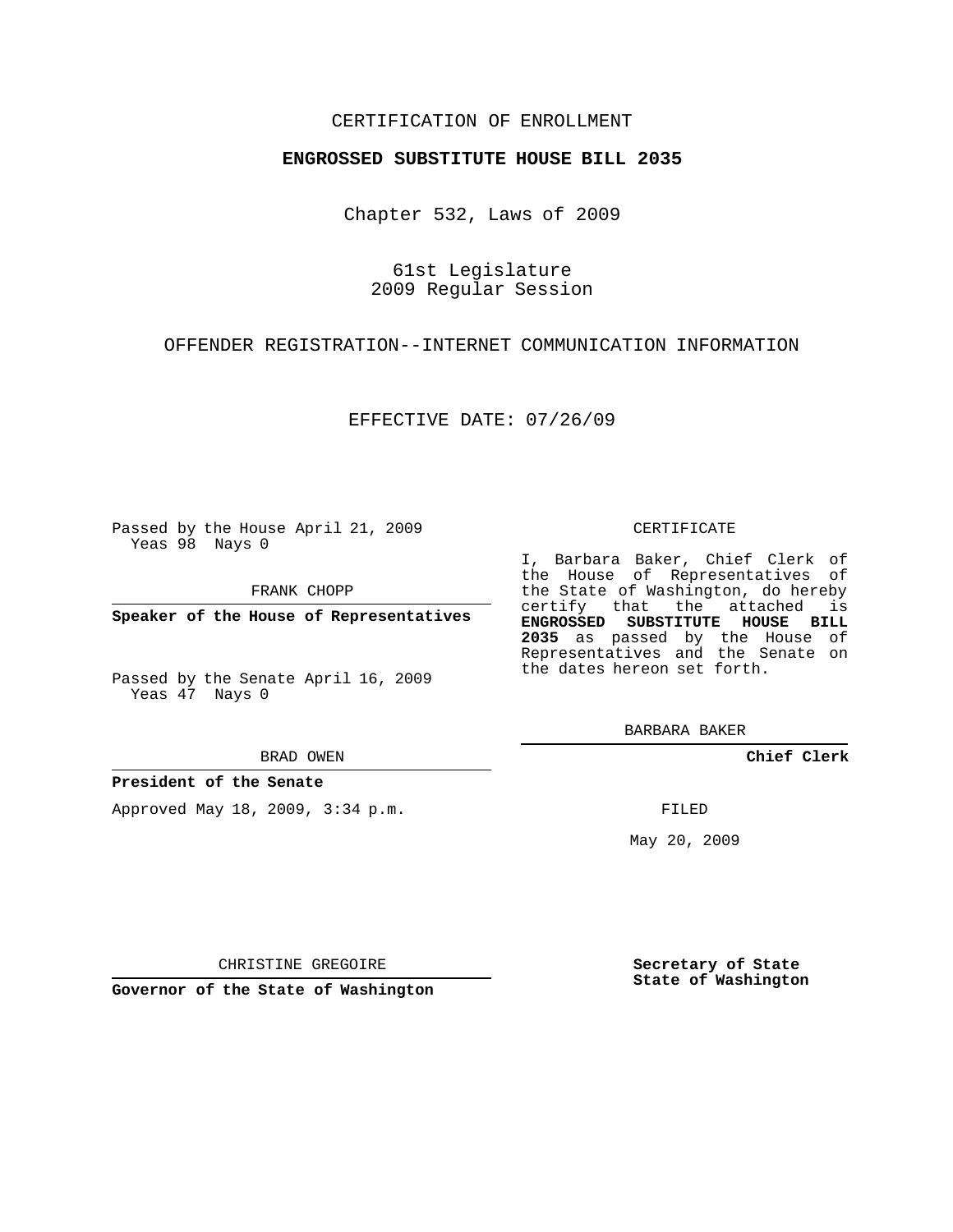CERTIFICATION OF ENROLLMENT

**ENGROSSED SUBSTITUTE HOUSE BILL 2035**

Chapter 532, Laws of 2009

61st Legislature
2009 Regular Session

OFFENDER REGISTRATION--INTERNET COMMUNICATION INFORMATION

EFFECTIVE DATE: 07/26/09

Passed by the House April 21, 2009
Yeas 98 Nays 0

FRANK CHOPP

**Speaker of the House of Representatives**

Passed by the Senate April 16, 2009
Yeas 47 Nays 0

BRAD OWEN

**President of the Senate**

Approved May 18, 2009, 3:34 p.m.

CHRISTINE GREGOIRE

**Governor of the State of Washington**

CERTIFICATE

I, Barbara Baker, Chief Clerk of the House of Representatives of the State of Washington, do hereby certify that the attached is **ENGROSSED SUBSTITUTE HOUSE BILL 2035** as passed by the House of Representatives and the Senate on the dates hereon set forth.

BARBARA BAKER

**Chief Clerk**

FILED

May 20, 2009

**Secretary of State**
**State of Washington**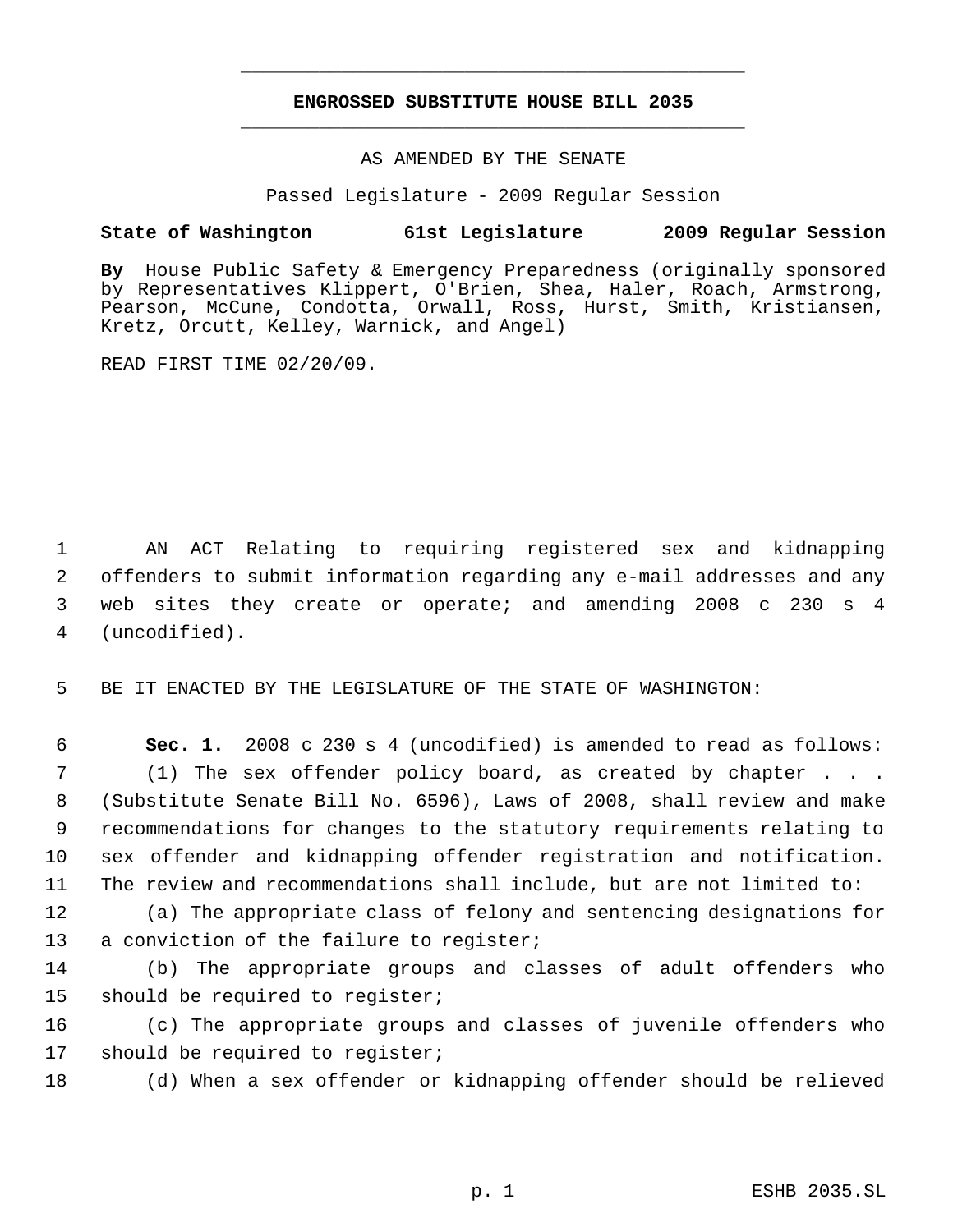**ENGROSSED SUBSTITUTE HOUSE BILL 2035**

AS AMENDED BY THE SENATE

Passed Legislature - 2009 Regular Session

**State of Washington 61st Legislature 2009 Regular Session**

**By** House Public Safety & Emergency Preparedness (originally sponsored by Representatives Klippert, O'Brien, Shea, Haler, Roach, Armstrong, Pearson, McCune, Condotta, Orwall, Ross, Hurst, Smith, Kristiansen, Kretz, Orcutt, Kelley, Warnick, and Angel)

READ FIRST TIME 02/20/09.

AN ACT Relating to requiring registered sex and kidnapping offenders to submit information regarding any e-mail addresses and any web sites they create or operate; and amending 2008 c 230 s 4 (uncodified).

BE IT ENACTED BY THE LEGISLATURE OF THE STATE OF WASHINGTON:

**Sec. 1.** 2008 c 230 s 4 (uncodified) is amended to read as follows:

(1) The sex offender policy board, as created by chapter . . . (Substitute Senate Bill No. 6596), Laws of 2008, shall review and make recommendations for changes to the statutory requirements relating to sex offender and kidnapping offender registration and notification. The review and recommendations shall include, but are not limited to:

(a) The appropriate class of felony and sentencing designations for a conviction of the failure to register;

(b) The appropriate groups and classes of adult offenders who should be required to register;

(c) The appropriate groups and classes of juvenile offenders who should be required to register;

(d) When a sex offender or kidnapping offender should be relieved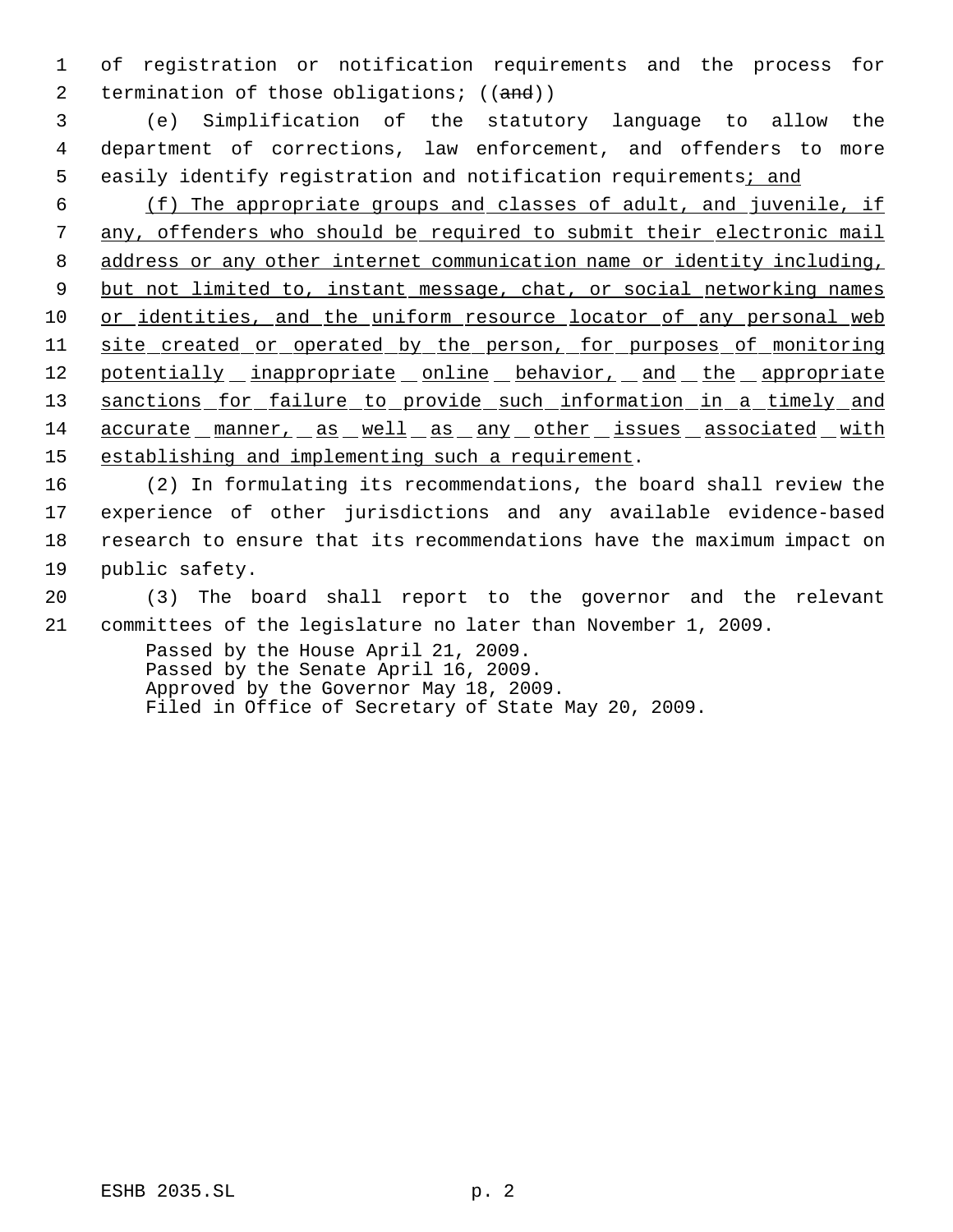of registration or notification requirements and the process for termination of those obligations; ((~~and~~))

(e) Simplification of the statutory language to allow the department of corrections, law enforcement, and offenders to more easily identify registration and notification requirements<u>; and</u>

<u>(f) The appropriate groups and classes of adult, and juvenile, if any, offenders who should be required to submit their electronic mail address or any other internet communication name or identity including, but not limited to, instant message, chat, or social networking names or identities, and the uniform resource locator of any personal web site created or operated by the person, for purposes of monitoring potentially inappropriate online behavior, and the appropriate sanctions for failure to provide such information in a timely and accurate manner, as well as any other issues associated with establishing and implementing such a requirement</u>.

(2) In formulating its recommendations, the board shall review the experience of other jurisdictions and any available evidence-based research to ensure that its recommendations have the maximum impact on public safety.

(3) The board shall report to the governor and the relevant committees of the legislature no later than November 1, 2009.

Passed by the House April 21, 2009.
Passed by the Senate April 16, 2009.
Approved by the Governor May 18, 2009.
Filed in Office of Secretary of State May 20, 2009.